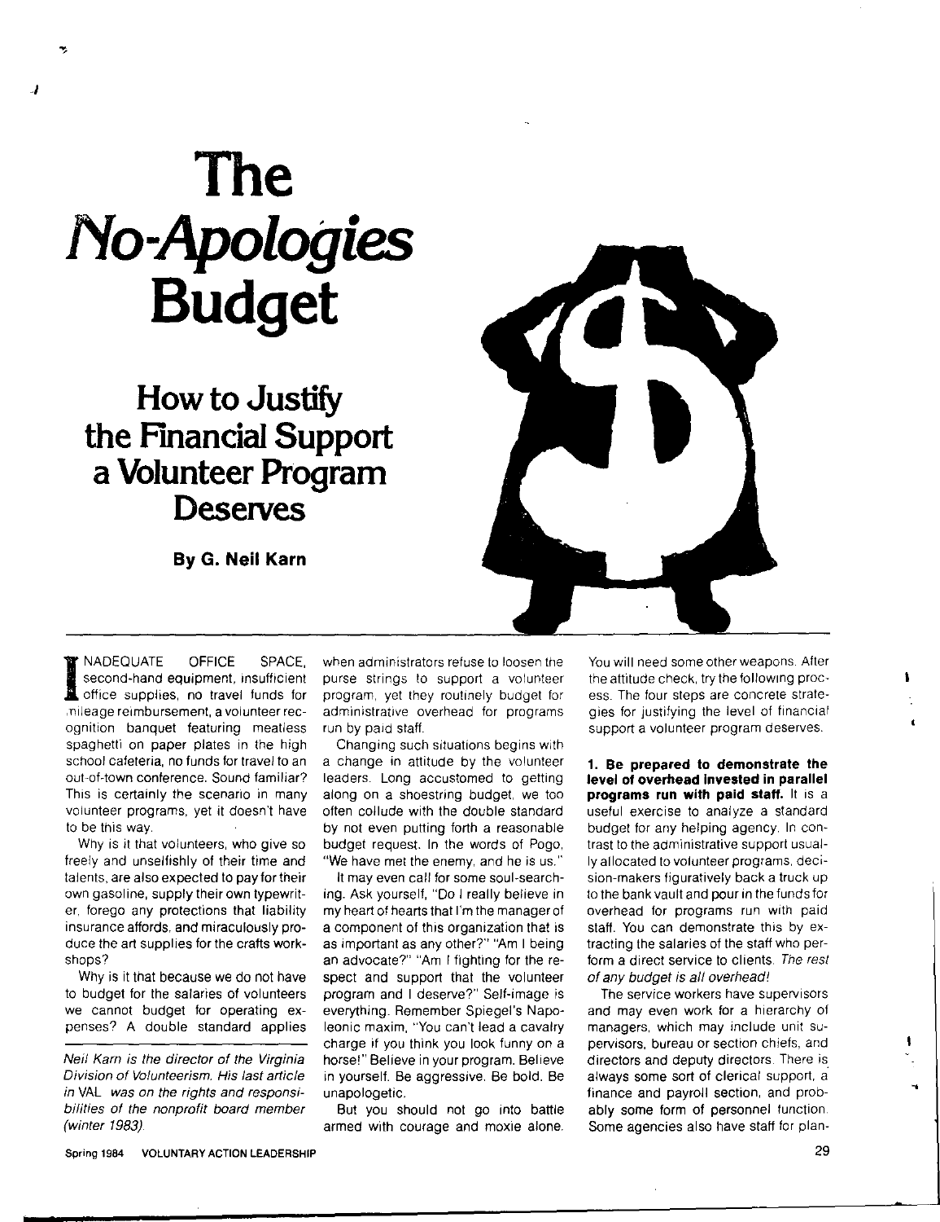# The *No-Apologies* Budget

## How to Justify the Financial Support a Volunteer Program Deserves

**By G. Neil Karn**

INADEQUATE OFFICE SPACE, second-hand equipment, insufficient office supplies, no travel funds for mileage reimbursement, a volunteer recognition banquet featuring meatless spaghetti on paper plates in the high school cafeteria, no funds for travel to an out-of-town conference. Sound familiar? This is certainly the scenario in many volunteer programs, yet it doesn't have to be this way.

Why is it that volunteers, who give so freely and unselfishly of their time and talents, are also expected to pay for their own gasoline, supply their own typewriter, forego any protections that liability insurance affords, and miraculously produce the art supplies for the crafts workshops?

Why is it that because we do not have to budget for the salaries of volunteers we cannot budget for operating expenses? A double standard applies when administrators refuse to loosen the purse strings to support a volunteer program, yet they routinely budget for administrative overhead for programs run by paid staff.

Changing such situations begins with a change in attitude by the volunteer leaders. Long accustomed to getting along on a shoestring budget, we too often collude with the double standard by not even putting forth a reasonable budget request. In the words of Pogo, "We have met the enemy, and he is us."

It may even call for some soul-searching. Ask yourself, "Do I really believe in my heart of hearts that I'm the manager of a component of this organization that is as important as any other?" "Am I being an advocate?" "Am I fighting for the respect and support that the volunteer program and I deserve?" Self-image is everything. Remember Spiegel's Napoleonic maxim, "You can't lead a cavalry charge if you think you look funny on a horse!" Believe in your program. Believe in yourself. Be aggressive. Be bold. Be unapologetic.

But you should not go into battle armed with courage and moxie alone. You will need some other weapons. After the attitude check, try the following process. The four steps are concrete strategies for justifying the level of financial support a volunteer program deserves.

**1. Be prepared to demonstrate the level of overhead invested in parallel programs run with paid staff.** It is a useful exercise to analyze a standard budget for any helping agency. In contrast to the administrative support usually allocated to volunteer programs, decision-makers figuratively back a truck up to the bank vault and pour in the funds for overhead for programs run with paid staff. You can demonstrate this by extracting the salaries of the staff who perform a direct service to clients. *The rest of any budget is all overhead!*

The service workers have supervisors and may even work for a hierarchy of managers, which may include unit supervisors, bureau or section chiefs, and directors and deputy directors. There is always some sort of clerical support, a finance and payroll section, and probably some form of personnel function. Some agencies also have staff for plan-

---

*Neil Karn is the director of the Virginia Division of Volunteerism. His last article in VAL was on the rights and responsibilities of the nonprofit board member (winter 1983).*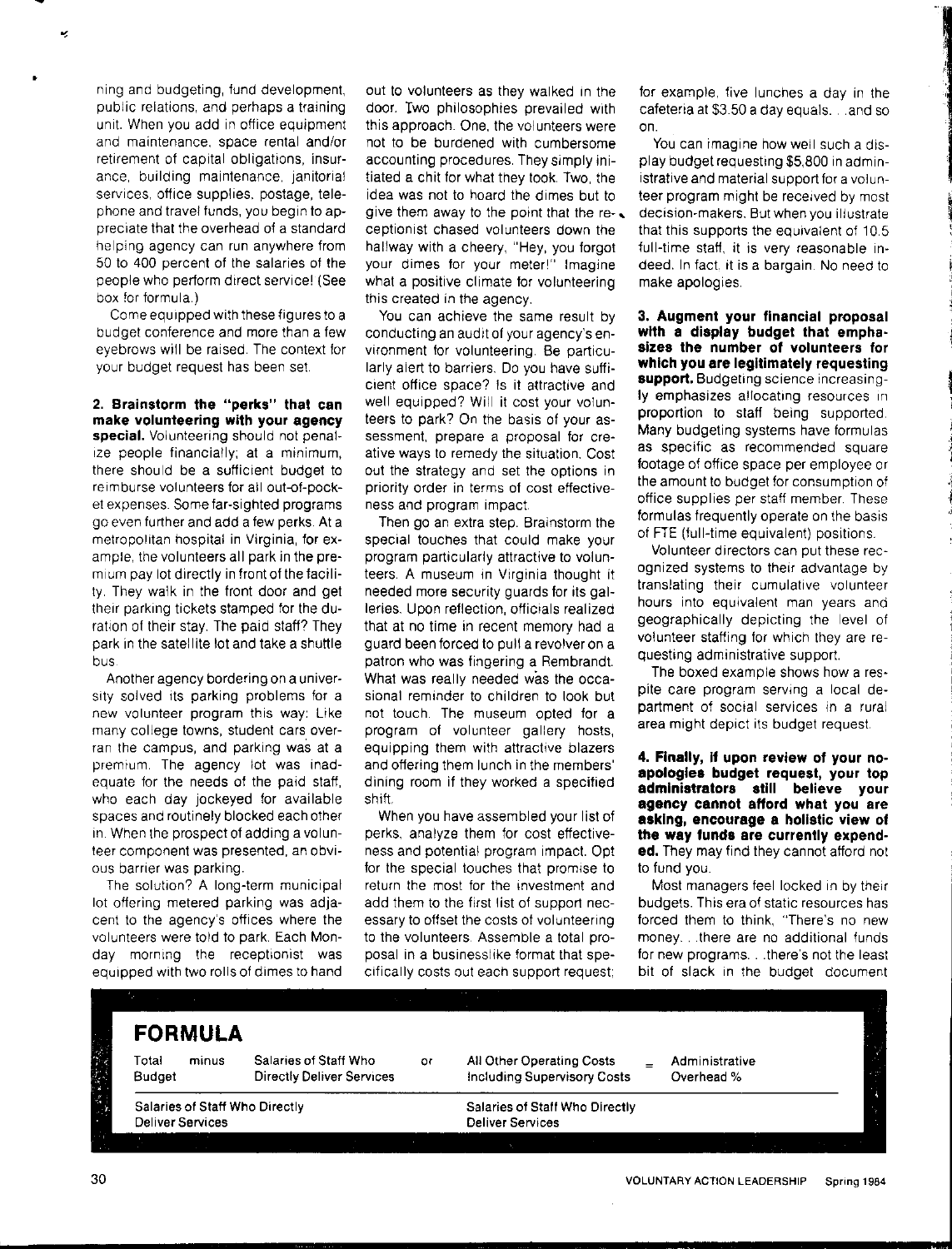ning and budgeting, fund development, public relations, and perhaps a training unit. When you add in office equipment and maintenance, space rental and/or retirement of capital obligations, insurance, building maintenance, janitorial services, office supplies, postage, telephone and travel funds, you begin to appreciate that the overhead of a standard helping agency can run anywhere from 50 to 400 percent of the salaries of the people who perform direct service! (See box for formula.)

Come equipped with these figures to a budget conference and more than a few eyebrows will be raised. The context for your budget request has been set.

**2. Brainstorm the "perks" that can make volunteering with your agency special.** Volunteering should not penalize people financially; at a minimum, there should be a sufficient budget to reimburse volunteers for all out-of-pocket expenses. Some far-sighted programs go even further and add a few perks. At a metropolitan hospital in Virginia, for example, the volunteers all park in the premium pay lot directly in front of the facility. They walk in the front door and get their parking tickets stamped for the duration of their stay. The paid staff? They park in the satellite lot and take a shuttle bus.

Another agency bordering on a university solved its parking problems for a new volunteer program this way: Like many college towns, student cars overran the campus, and parking was at a premium. The agency lot was inadequate for the needs of the paid staff, who each day jockeyed for available spaces and routinely blocked each other in. When the prospect of adding a volunteer component was presented, an obvious barrier was parking.

The solution? A long-term municipal lot offering metered parking was adjacent to the agency's offices where the volunteers were told to park. Each Monday morning the receptionist was equipped with two rolls of dimes to hand out to volunteers as they walked in the door. Two philosophies prevailed with this approach. One, the volunteers were not to be burdened with cumbersome accounting procedures. They simply initiated a chit for what they took. Two, the idea was not to hoard the dimes but to give them away to the point that the receptionist chased volunteers down the hallway with a cheery, "Hey, you forgot your dimes for your meter!" Imagine what a positive climate for volunteering this created in the agency.

You can achieve the same result by conducting an audit of your agency's environment for volunteering. Be particularly alert to barriers. Do you have sufficient office space? Is it attractive and well equipped? Will it cost your volunteers to park? On the basis of your assessment, prepare a proposal for creative ways to remedy the situation. Cost out the strategy and set the options in priority order in terms of cost effectiveness and program impact.

Then go an extra step. Brainstorm the special touches that could make your program particularly attractive to volunteers. A museum in Virginia thought it needed more security guards for its galleries. Upon reflection, officials realized that at no time in recent memory had a guard been forced to pull a revolver on a patron who was fingering a Rembrandt. What was really needed was the occasional reminder to children to look but not touch. The museum opted for a program of volunteer gallery hosts, equipping them with attractive blazers and offering them lunch in the members' dining room if they worked a specified shift.

When you have assembled your list of perks, analyze them for cost effectiveness and potential program impact. Opt for the special touches that promise to return the most for the investment and add them to the first list of support necessary to offset the costs of volunteering to the volunteers. Assemble a total proposal in a businesslike format that specifically costs out each support request; for example, five lunches a day in the cafeteria at $3.50 a day equals. . .and so on.

You can imagine how well such a display budget requesting $5,800 in administrative and material support for a volunteer program might be received by most decision-makers. But when you illustrate that this supports the equivalent of 10.5 full-time staff, it is very reasonable indeed. In fact, it is a bargain. No need to make apologies.

**3. Augment your financial proposal with a display budget that emphasizes the number of volunteers for which you are legitimately requesting support.** Budgeting science increasingly emphasizes allocating resources in proportion to staff being supported. Many budgeting systems have formulas as specific as recommended square footage of office space per employee or the amount to budget for consumption of office supplies per staff member. These formulas frequently operate on the basis of FTE (full-time equivalent) positions.

Volunteer directors can put these recognized systems to their advantage by translating their cumulative volunteer hours into equivalent man years and geographically depicting the level of volunteer staffing for which they are requesting administrative support.

The boxed example shows how a respite care program serving a local department of social services in a rural area might depict its budget request.

**4. Finally, if upon review of your no-apologies budget request, your top administrators still believe your agency cannot afford what you are asking, encourage a holistic view of the way funds are currently expended.** They may find they cannot afford not to fund you.

Most managers feel locked in by their budgets. This era of static resources has forced them to think, "There's no new money. . .there are no additional funds for new programs. . .there's not the least bit of slack in the budget document

**FORMULA**

$$\frac{\text{Total Budget} - \text{Salaries of Staff Who Directly Deliver Services}}{\text{Salaries of Staff Who Directly Deliver Services}} \quad \text{or} \quad \frac{\text{All Other Operating Costs Including Supervisory Costs}}{\text{Salaries of Staff Who Directly Deliver Services}} = \text{Administrative Overhead \%}$$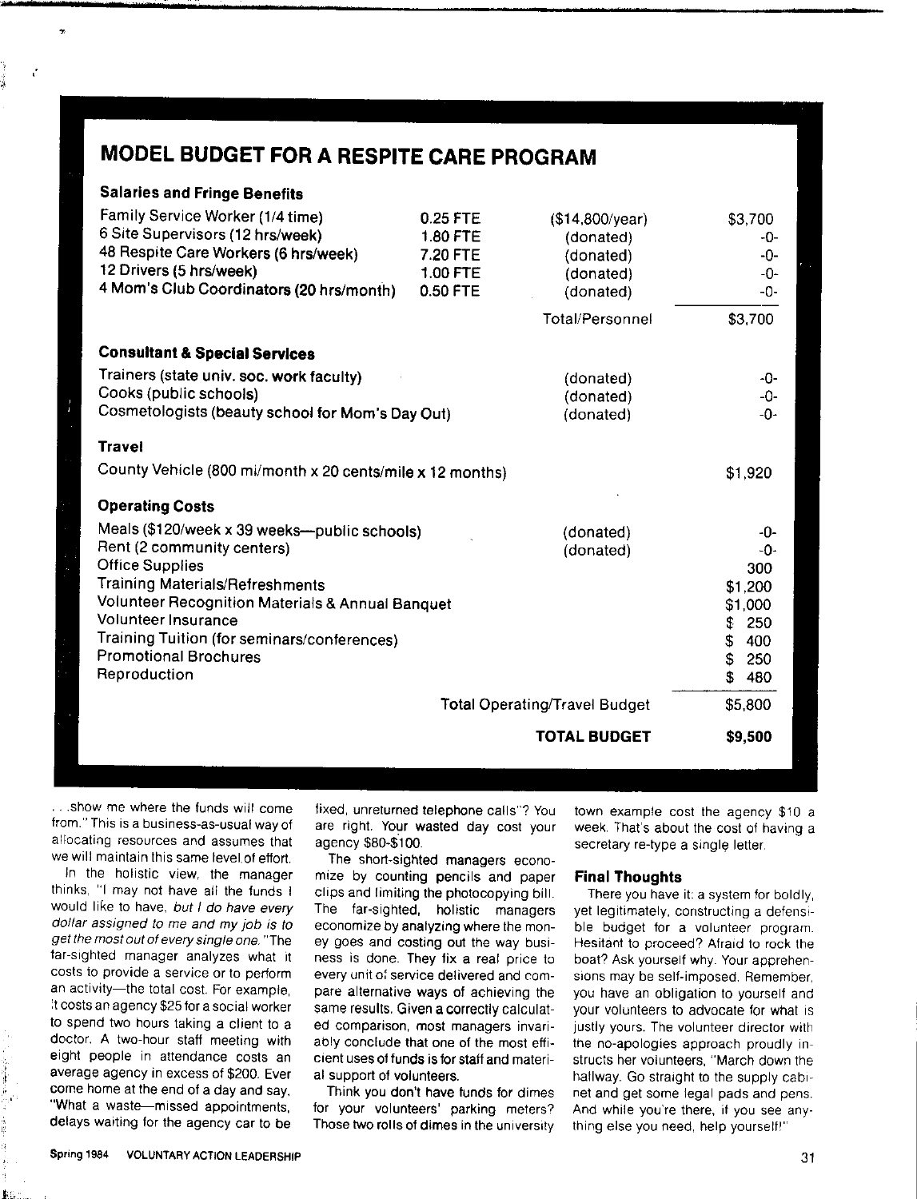## MODEL BUDGET FOR A RESPITE CARE PROGRAM

| | | | |
|---|---|---|---|
| **Salaries and Fringe Benefits** | | | |
| Family Service Worker (1/4 time) | 0.25 FTE | ($14,800/year) | $3,700 |
| 6 Site Supervisors (12 hrs/week) | 1.80 FTE | (donated) | -0- |
| 48 Respite Care Workers (6 hrs/week) | 7.20 FTE | (donated) | -0- |
| 12 Drivers (5 hrs/week) | 1.00 FTE | (donated) | -0- |
| 4 Mom's Club Coordinators (20 hrs/month) | 0.50 FTE | (donated) | -0- |
| | | Total/Personnel | $3,700 |
| **Consultant & Special Services** | | | |
| Trainers (state univ. soc. work faculty) | | (donated) | -0- |
| Cooks (public schools) | | (donated) | -0- |
| Cosmetologists (beauty school for Mom's Day Out) | | (donated) | -0- |
| **Travel** | | | |
| County Vehicle (800 mi/month x 20 cents/mile x 12 months) | | | $1,920 |
| **Operating Costs** | | | |
| Meals ($120/week x 39 weeks—public schools) | | (donated) | -0- |
| Rent (2 community centers) | | (donated) | -0- |
| Office Supplies | | | 300 |
| Training Materials/Refreshments | | | $1,200 |
| Volunteer Recognition Materials & Annual Banquet | | | $1,000 |
| Volunteer Insurance | | | $ 250 |
| Training Tuition (for seminars/conferences) | | | $ 400 |
| Promotional Brochures | | | $ 250 |
| Reproduction | | | $ 480 |
| | | Total Operating/Travel Budget | $5,800 |
| | | **TOTAL BUDGET** | **$9,500** |

. . .show me where the funds will come from." This is a business-as-usual way of allocating resources and assumes that we will maintain this same level of effort.

In the holistic view, the manager thinks, "I may not have all the funds I would like to have, *but I do have every dollar assigned to me and my job is to get the most out of every single one.*" The far-sighted manager analyzes what it costs to provide a service or to perform an activity—the total cost. For example, it costs an agency $25 for a social worker to spend two hours taking a client to a doctor. A two-hour staff meeting with eight people in attendance costs an average agency in excess of $200. Ever come home at the end of a day and say, "What a waste—missed appointments, delays waiting for the agency car to be fixed, unreturned telephone calls"? You are right. Your wasted day cost your agency $80-$100.

The short-sighted managers economize by counting pencils and paper clips and limiting the photocopying bill. The far-sighted, holistic managers economize by analyzing where the money goes and costing out the way business is done. They fix a real price to every unit of service delivered and compare alternative ways of achieving the same results. Given a correctly calculated comparison, most managers invariably conclude that one of the most efficient uses of funds is for staff and material support of volunteers.

Think you don't have funds for dimes for your volunteers' parking meters? Those two rolls of dimes in the university town example cost the agency $10 a week. That's about the cost of having a secretary re-type a single letter.

### Final Thoughts

There you have it: a system for boldly, yet legitimately, constructing a defensible budget for a volunteer program. Hesitant to proceed? Afraid to rock the boat? Ask yourself why. Your apprehensions may be self-imposed. Remember, you have an obligation to yourself and your volunteers to advocate for what is justly yours. The volunteer director with the no-apologies approach proudly instructs her volunteers, "March down the hallway. Go straight to the supply cabinet and get some legal pads and pens. And while you're there, if you see anything else you need, help yourself!"